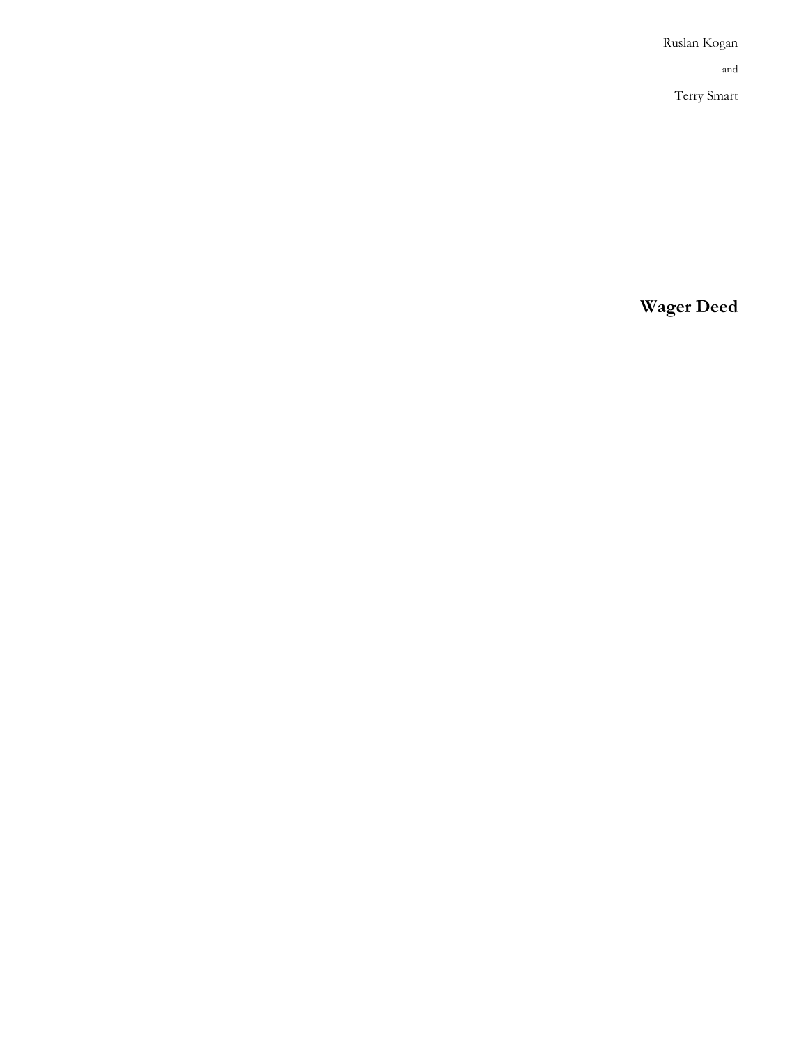Ruslan Kogan

and

Terry Smart

# Wager Deed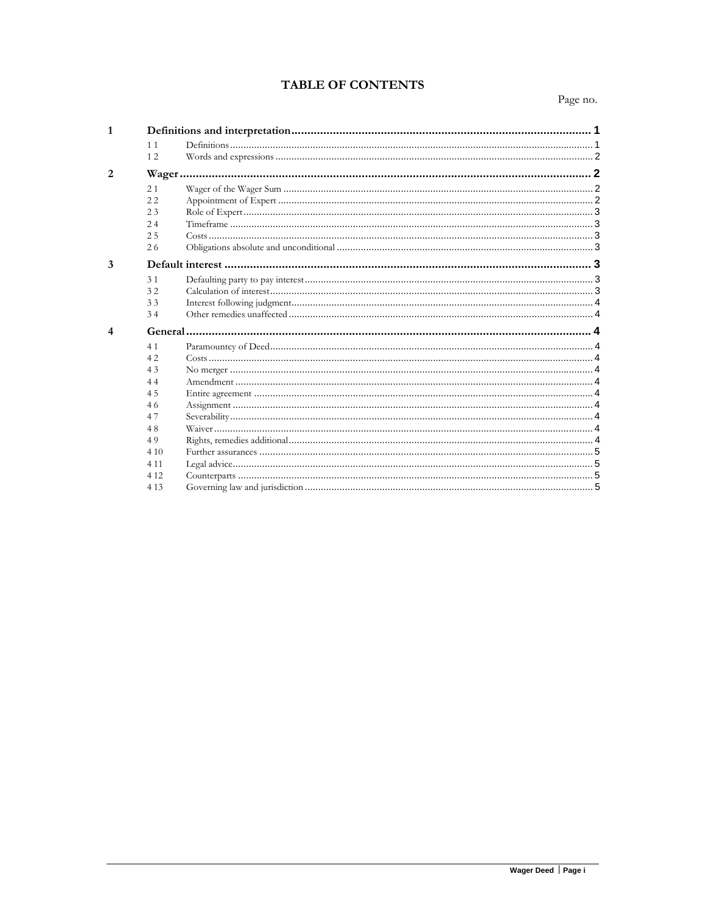# TABLE OF CONTENTS

| | | | Page no. |
|---|---|---|---|
| **1** | **Definitions and interpretation** | | **1** |
| | 1.1 | Definitions | 1 |
| | 1.2 | Words and expressions | 2 |
| **2** | **Wager** | | **2** |
| | 2.1 | Wager of the Wager Sum | 2 |
| | 2.2 | Appointment of Expert | 2 |
| | 2.3 | Role of Expert | 3 |
| | 2.4 | Timeframe | 3 |
| | 2.5 | Costs | 3 |
| | 2.6 | Obligations absolute and unconditional | 3 |
| **3** | **Default interest** | | **3** |
| | 3.1 | Defaulting party to pay interest | 3 |
| | 3.2 | Calculation of interest | 3 |
| | 3.3 | Interest following judgment | 4 |
| | 3.4 | Other remedies unaffected | 4 |
| **4** | **General** | | **4** |
| | 4.1 | Paramountcy of Deed | 4 |
| | 4.2 | Costs | 4 |
| | 4.3 | No merger | 4 |
| | 4.4 | Amendment | 4 |
| | 4.5 | Entire agreement | 4 |
| | 4.6 | Assignment | 4 |
| | 4.7 | Severability | 4 |
| | 4.8 | Waiver | 4 |
| | 4.9 | Rights, remedies additional | 4 |
| | 4.10 | Further assurances | 5 |
| | 4.11 | Legal advice | 5 |
| | 4.12 | Counterparts | 5 |
| | 4.13 | Governing law and jurisdiction | 5 |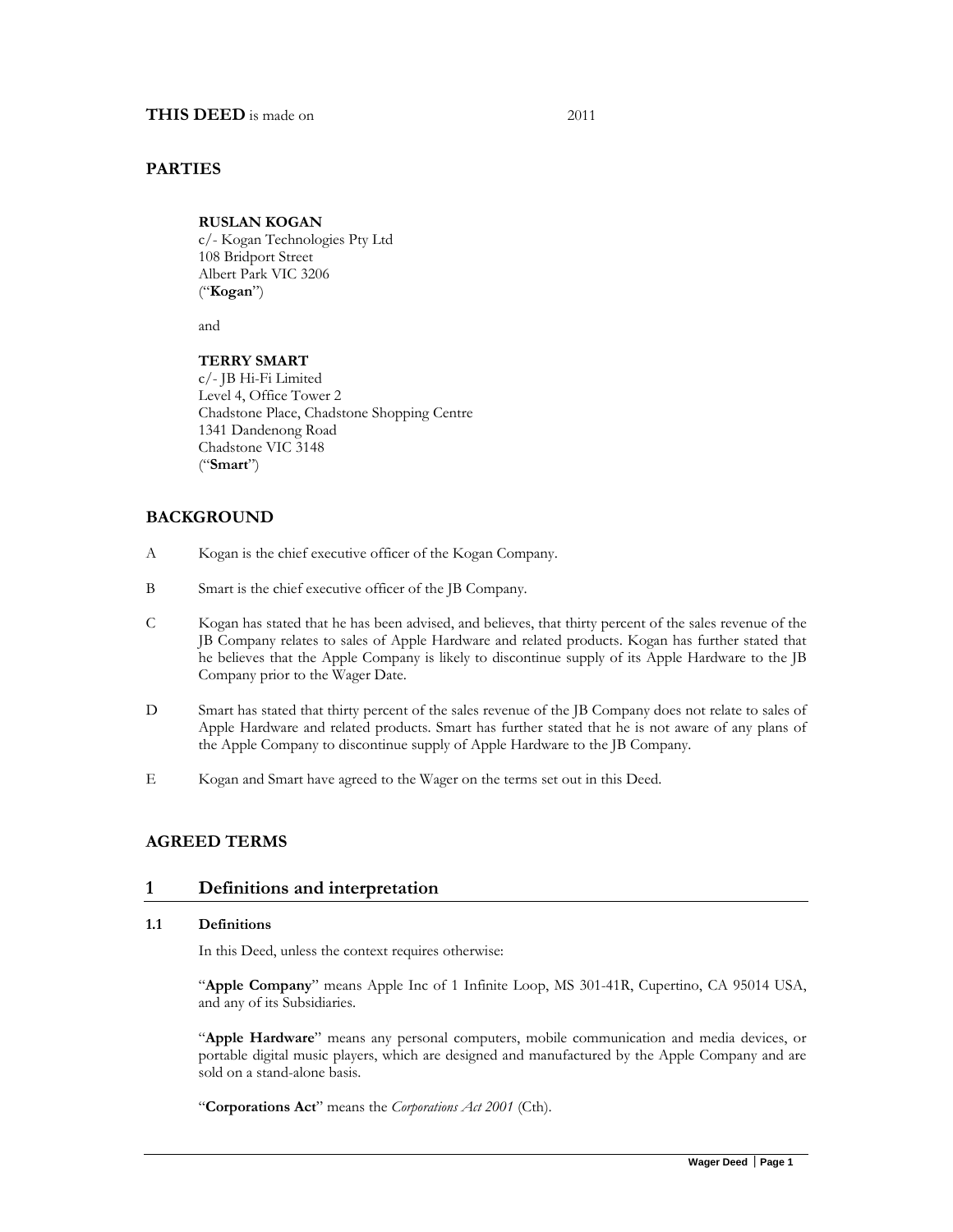**THIS DEED** is made on 2011

## PARTIES

**RUSLAN KOGAN**
c/- Kogan Technologies Pty Ltd
108 Bridport Street
Albert Park VIC 3206
("**Kogan**")

and

**TERRY SMART**
c/- JB Hi-Fi Limited
Level 4, Office Tower 2
Chadstone Place, Chadstone Shopping Centre
1341 Dandenong Road
Chadstone VIC 3148
("**Smart**")

## BACKGROUND

A Kogan is the chief executive officer of the Kogan Company.

B Smart is the chief executive officer of the JB Company.

C Kogan has stated that he has been advised, and believes, that thirty percent of the sales revenue of the JB Company relates to sales of Apple Hardware and related products. Kogan has further stated that he believes that the Apple Company is likely to discontinue supply of its Apple Hardware to the JB Company prior to the Wager Date.

D Smart has stated that thirty percent of the sales revenue of the JB Company does not relate to sales of Apple Hardware and related products. Smart has further stated that he is not aware of any plans of the Apple Company to discontinue supply of Apple Hardware to the JB Company.

E Kogan and Smart have agreed to the Wager on the terms set out in this Deed.

## AGREED TERMS

## 1 Definitions and interpretation

### 1.1 Definitions

In this Deed, unless the context requires otherwise:

"**Apple Company**" means Apple Inc of 1 Infinite Loop, MS 301-41R, Cupertino, CA 95014 USA, and any of its Subsidiaries.

"**Apple Hardware**" means any personal computers, mobile communication and media devices, or portable digital music players, which are designed and manufactured by the Apple Company and are sold on a stand-alone basis.

"**Corporations Act**" means the *Corporations Act 2001* (Cth).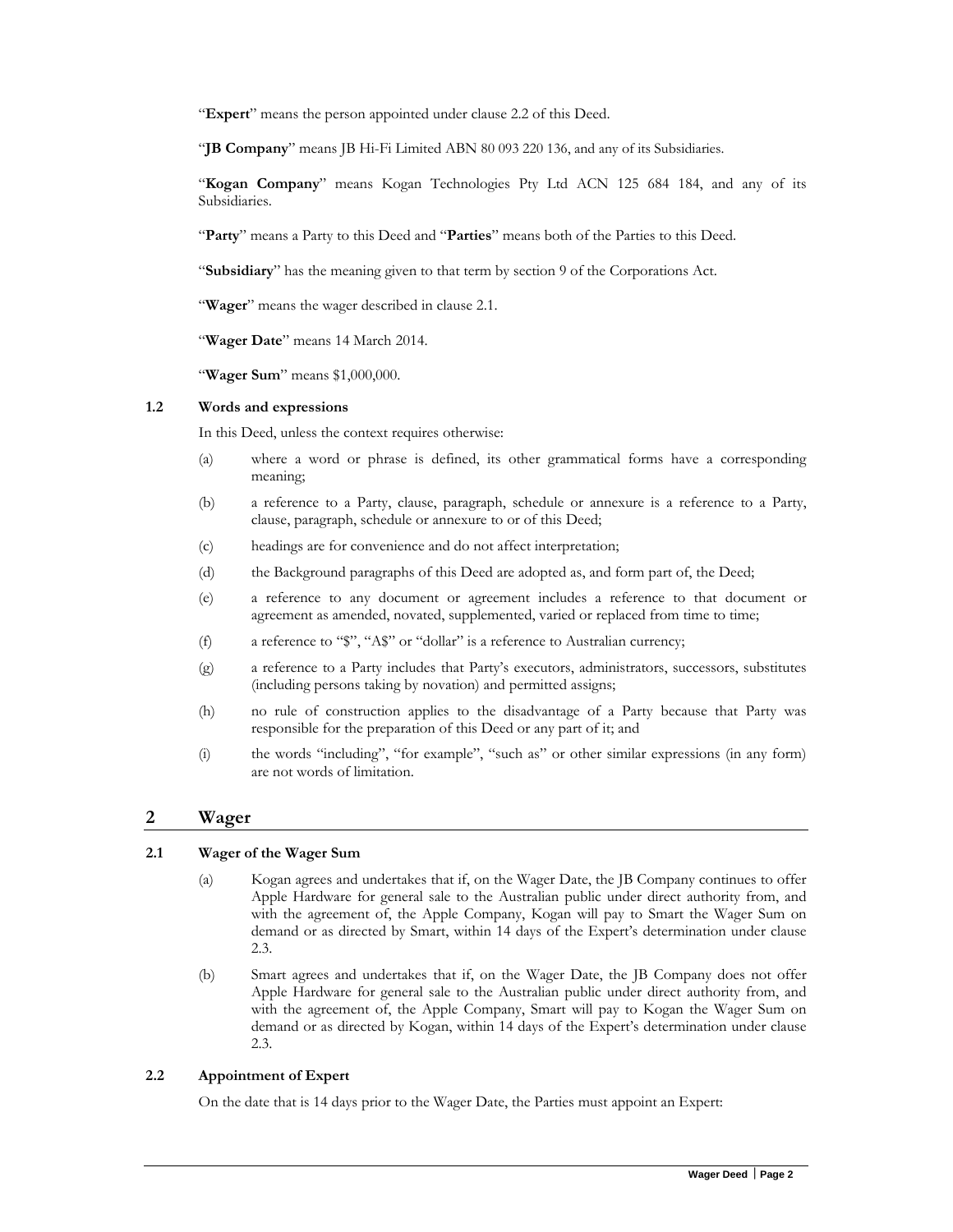"**Expert**" means the person appointed under clause 2.2 of this Deed.

"**JB Company**" means JB Hi-Fi Limited ABN 80 093 220 136, and any of its Subsidiaries.

"**Kogan Company**" means Kogan Technologies Pty Ltd ACN 125 684 184, and any of its Subsidiaries.

"**Party**" means a Party to this Deed and "**Parties**" means both of the Parties to this Deed.

"**Subsidiary**" has the meaning given to that term by section 9 of the Corporations Act.

"**Wager**" means the wager described in clause 2.1.

"**Wager Date**" means 14 March 2014.

"**Wager Sum**" means $1,000,000.

### 1.2 Words and expressions

In this Deed, unless the context requires otherwise:

(a) where a word or phrase is defined, its other grammatical forms have a corresponding meaning;

(b) a reference to a Party, clause, paragraph, schedule or annexure is a reference to a Party, clause, paragraph, schedule or annexure to or of this Deed;

(c) headings are for convenience and do not affect interpretation;

(d) the Background paragraphs of this Deed are adopted as, and form part of, the Deed;

(e) a reference to any document or agreement includes a reference to that document or agreement as amended, novated, supplemented, varied or replaced from time to time;

(f) a reference to "$", "A$" or "dollar" is a reference to Australian currency;

(g) a reference to a Party includes that Party's executors, administrators, successors, substitutes (including persons taking by novation) and permitted assigns;

(h) no rule of construction applies to the disadvantage of a Party because that Party was responsible for the preparation of this Deed or any part of it; and

(i) the words "including", "for example", "such as" or other similar expressions (in any form) are not words of limitation.

## 2 Wager

### 2.1 Wager of the Wager Sum

(a) Kogan agrees and undertakes that if, on the Wager Date, the JB Company continues to offer Apple Hardware for general sale to the Australian public under direct authority from, and with the agreement of, the Apple Company, Kogan will pay to Smart the Wager Sum on demand or as directed by Smart, within 14 days of the Expert's determination under clause 2.3.

(b) Smart agrees and undertakes that if, on the Wager Date, the JB Company does not offer Apple Hardware for general sale to the Australian public under direct authority from, and with the agreement of, the Apple Company, Smart will pay to Kogan the Wager Sum on demand or as directed by Kogan, within 14 days of the Expert's determination under clause 2.3.

### 2.2 Appointment of Expert

On the date that is 14 days prior to the Wager Date, the Parties must appoint an Expert: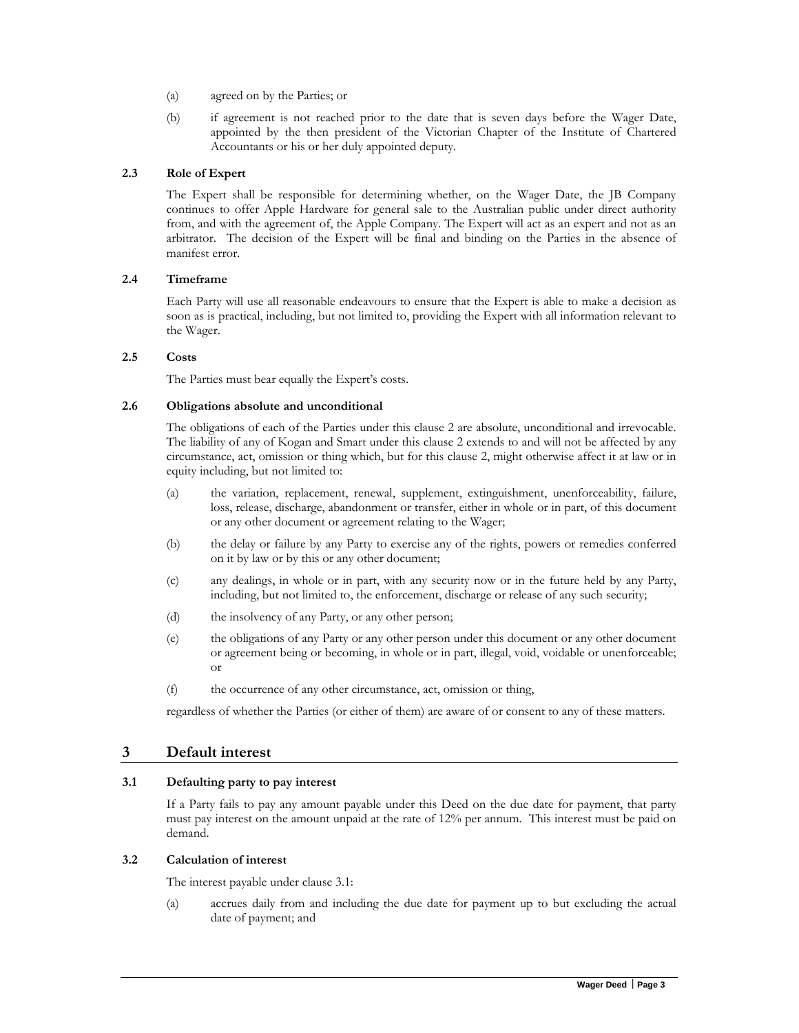(a) agreed on by the Parties; or

(b) if agreement is not reached prior to the date that is seven days before the Wager Date, appointed by the then president of the Victorian Chapter of the Institute of Chartered Accountants or his or her duly appointed deputy.

### 2.3 Role of Expert

The Expert shall be responsible for determining whether, on the Wager Date, the JB Company continues to offer Apple Hardware for general sale to the Australian public under direct authority from, and with the agreement of, the Apple Company. The Expert will act as an expert and not as an arbitrator. The decision of the Expert will be final and binding on the Parties in the absence of manifest error.

### 2.4 Timeframe

Each Party will use all reasonable endeavours to ensure that the Expert is able to make a decision as soon as is practical, including, but not limited to, providing the Expert with all information relevant to the Wager.

### 2.5 Costs

The Parties must bear equally the Expert's costs.

### 2.6 Obligations absolute and unconditional

The obligations of each of the Parties under this clause 2 are absolute, unconditional and irrevocable. The liability of any of Kogan and Smart under this clause 2 extends to and will not be affected by any circumstance, act, omission or thing which, but for this clause 2, might otherwise affect it at law or in equity including, but not limited to:

(a) the variation, replacement, renewal, supplement, extinguishment, unenforceability, failure, loss, release, discharge, abandonment or transfer, either in whole or in part, of this document or any other document or agreement relating to the Wager;

(b) the delay or failure by any Party to exercise any of the rights, powers or remedies conferred on it by law or by this or any other document;

(c) any dealings, in whole or in part, with any security now or in the future held by any Party, including, but not limited to, the enforcement, discharge or release of any such security;

(d) the insolvency of any Party, or any other person;

(e) the obligations of any Party or any other person under this document or any other document or agreement being or becoming, in whole or in part, illegal, void, voidable or unenforceable; or

(f) the occurrence of any other circumstance, act, omission or thing,

regardless of whether the Parties (or either of them) are aware of or consent to any of these matters.

## 3 Default interest

### 3.1 Defaulting party to pay interest

If a Party fails to pay any amount payable under this Deed on the due date for payment, that party must pay interest on the amount unpaid at the rate of 12% per annum. This interest must be paid on demand.

### 3.2 Calculation of interest

The interest payable under clause 3.1:

(a) accrues daily from and including the due date for payment up to but excluding the actual date of payment; and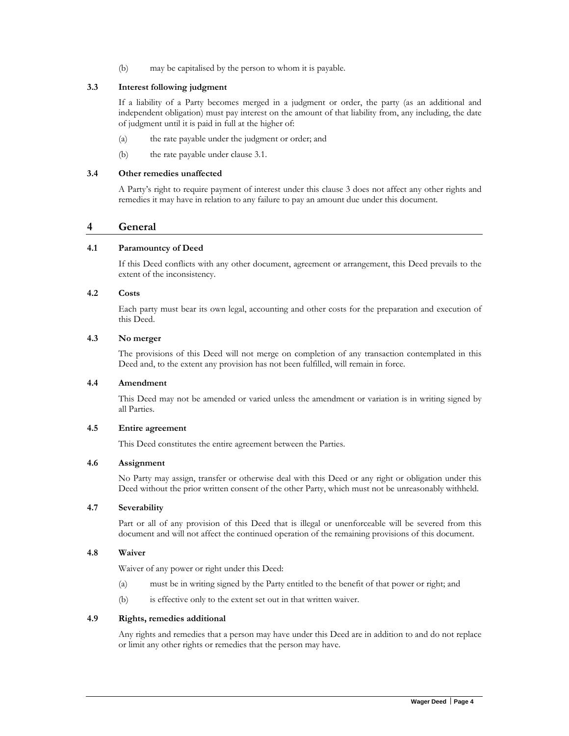(b) may be capitalised by the person to whom it is payable.

### 3.3 Interest following judgment

If a liability of a Party becomes merged in a judgment or order, the party (as an additional and independent obligation) must pay interest on the amount of that liability from, any including, the date of judgment until it is paid in full at the higher of:

(a) the rate payable under the judgment or order; and

(b) the rate payable under clause 3.1.

### 3.4 Other remedies unaffected

A Party's right to require payment of interest under this clause 3 does not affect any other rights and remedies it may have in relation to any failure to pay an amount due under this document.

## 4 General

### 4.1 Paramountcy of Deed

If this Deed conflicts with any other document, agreement or arrangement, this Deed prevails to the extent of the inconsistency.

### 4.2 Costs

Each party must bear its own legal, accounting and other costs for the preparation and execution of this Deed.

### 4.3 No merger

The provisions of this Deed will not merge on completion of any transaction contemplated in this Deed and, to the extent any provision has not been fulfilled, will remain in force.

### 4.4 Amendment

This Deed may not be amended or varied unless the amendment or variation is in writing signed by all Parties.

### 4.5 Entire agreement

This Deed constitutes the entire agreement between the Parties.

### 4.6 Assignment

No Party may assign, transfer or otherwise deal with this Deed or any right or obligation under this Deed without the prior written consent of the other Party, which must not be unreasonably withheld.

### 4.7 Severability

Part or all of any provision of this Deed that is illegal or unenforceable will be severed from this document and will not affect the continued operation of the remaining provisions of this document.

### 4.8 Waiver

Waiver of any power or right under this Deed:

(a) must be in writing signed by the Party entitled to the benefit of that power or right; and

(b) is effective only to the extent set out in that written waiver.

### 4.9 Rights, remedies additional

Any rights and remedies that a person may have under this Deed are in addition to and do not replace or limit any other rights or remedies that the person may have.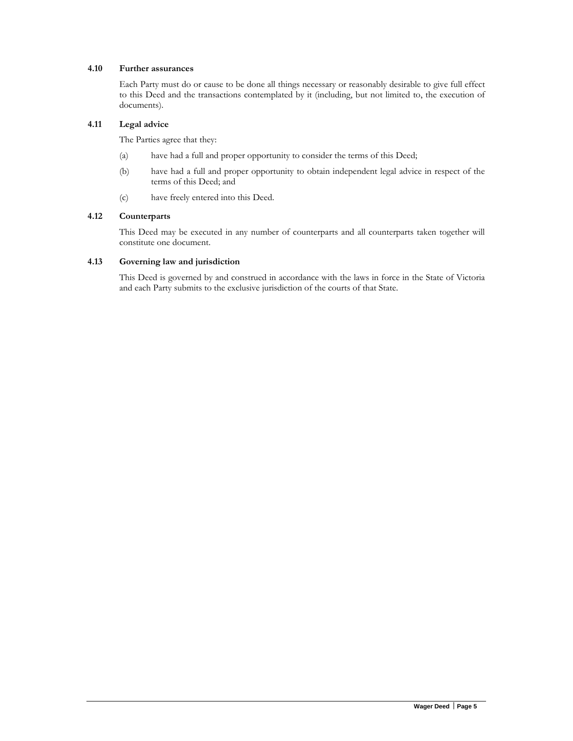### 4.10 Further assurances

Each Party must do or cause to be done all things necessary or reasonably desirable to give full effect to this Deed and the transactions contemplated by it (including, but not limited to, the execution of documents).

### 4.11 Legal advice

The Parties agree that they:

(a) have had a full and proper opportunity to consider the terms of this Deed;

(b) have had a full and proper opportunity to obtain independent legal advice in respect of the terms of this Deed; and

(c) have freely entered into this Deed.

### 4.12 Counterparts

This Deed may be executed in any number of counterparts and all counterparts taken together will constitute one document.

### 4.13 Governing law and jurisdiction

This Deed is governed by and construed in accordance with the laws in force in the State of Victoria and each Party submits to the exclusive jurisdiction of the courts of that State.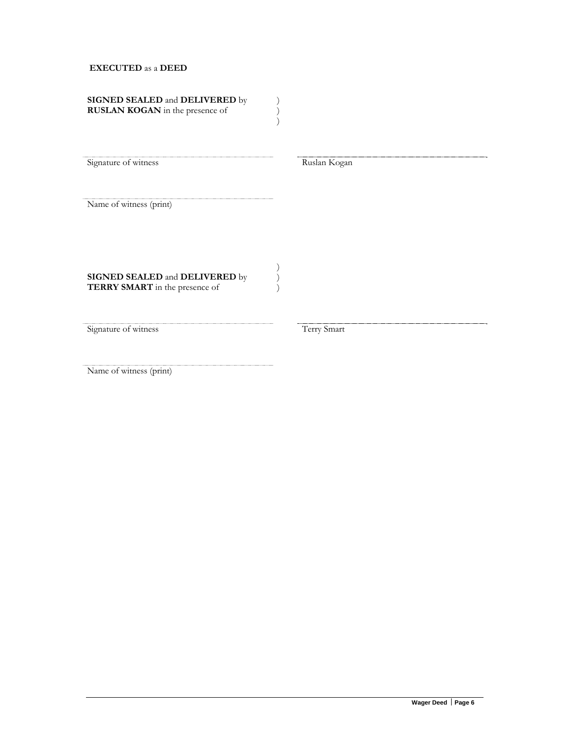**EXECUTED** as a **DEED**

**SIGNED SEALED** and **DELIVERED** by **RUSLAN KOGAN** in the presence of )
)
)

Signature of witness

Ruslan Kogan

Name of witness (print)

**SIGNED SEALED** and **DELIVERED** by **TERRY SMART** in the presence of )
)
)

Signature of witness

Terry Smart

Name of witness (print)